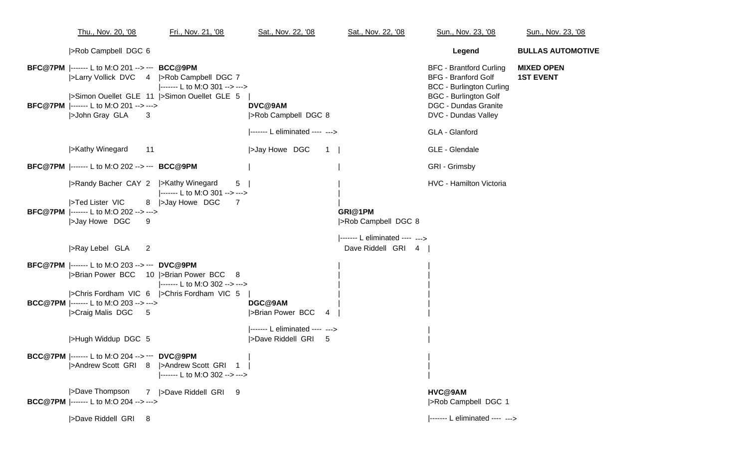# BULLAS AUTOMOTIVE

**MIXED OPEN**
**1ST EVENT**

**Legend**

- BFC - Brantford Curling
- BFG - Branford Golf
- BCC - Burlington Curling
- BGC - Burlington Golf
- DGC - Dundas Granite
- DVC - Dundas Valley
- GLA - Glanford
- GLE - Glendale
- GRI - Grimsby
- HVC - Hamilton Victoria

## Thu., Nov. 20, '08

**BFC@7PM** (L to M:O 201)
- Rob Campbell DGC 6
- Larry Vollick DVC 4

**BFC@7PM** (L to M:O 201)
- Simon Ouellet GLE 11
- John Gray GLA 3

**BFC@7PM** (L to M:O 202)
- Kathy Winegard 11
- Randy Bacher CAY 2

**BFC@7PM** (L to M:O 202)
- Ted Lister VIC 8
- Jay Howe DGC 9

**BFC@7PM** (L to M:O 203)
- Ray Lebel GLA 2
- Brian Power BCC 10

**BCC@7PM** (L to M:O 203)
- Chris Fordham VIC 6
- Craig Malis DGC 5

**BCC@7PM** (L to M:O 204)
- Hugh Widdup DGC 5
- Andrew Scott GRI 8

**BCC@7PM** (L to M:O 204)
- Dave Thompson 7
- Dave Riddell GRI 8

## Fri., Nov. 21, '08

**BCC@9PM** (L to M:O 301)
- Rob Campbell DGC 7
- Simon Ouellet GLE 5

**BCC@9PM** (L to M:O 301)
- Kathy Winegard 5
- Jay Howe DGC 7

**DVC@9PM** (L to M:O 302)
- Brian Power BCC 8
- Chris Fordham VIC 5

**DVC@9PM** (L to M:O 302)
- Andrew Scott GRI 1
- Dave Riddell GRI 9

## Sat., Nov. 22, '08

**DVC@9AM** (L eliminated)
- Rob Campbell DGC 8
- Jay Howe DGC 1

**DGC@9AM** (L eliminated)
- Brian Power BCC 4
- Dave Riddell GRI 5

## Sat., Nov. 22, '08

**GRI@1PM** (L eliminated)
- Rob Campbell DGC 8
- Dave Riddell GRI 4

## Sun., Nov. 23, '08

**HVC@9AM** (L eliminated)
- Rob Campbell DGC 1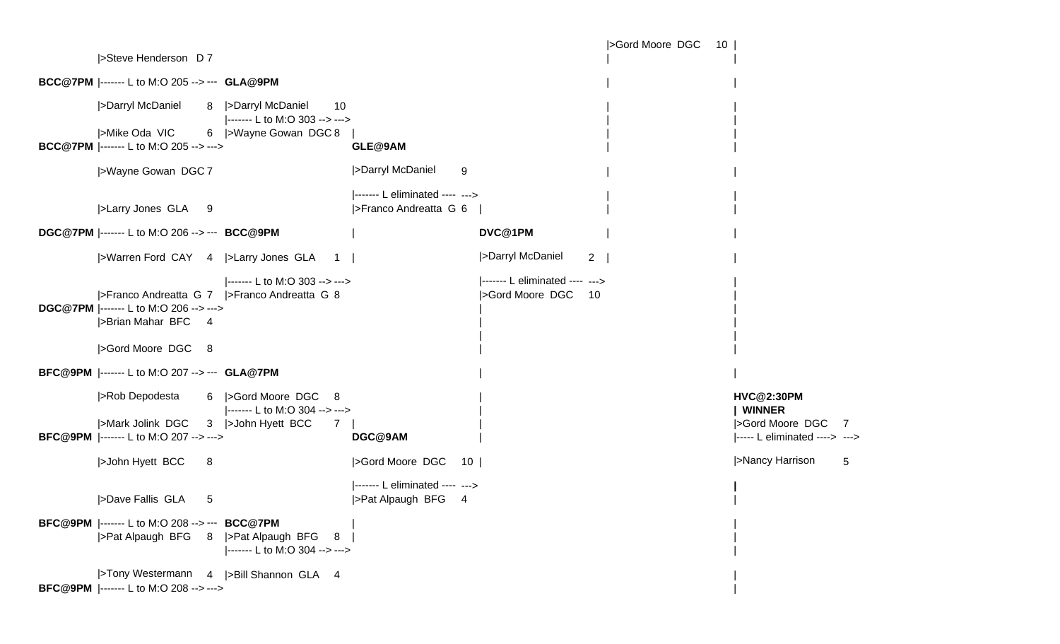```
                                                                                                   |>Gord Moore  DGC    10 |
         |>Steve Henderson  D 7                                                                    |                       |
BCC@7PM  |------- L to M:O 205 --> ---  GLA@9PM                                                    |                       |
         |>Darryl McDaniel      8  |>Darryl McDaniel     10                                        |                       |
                                   |------- L to M:O 303 --> --->                                  |                       |
         |>Mike Oda  VIC        6  |>Wayne Gowan  DGC 8   |                                        |                       |
BCC@7PM  |------- L to M:O 205 --> --->                   GLE@9AM                                  |                       |
         |>Wayne Gowan  DGC 7                             |>Darryl McDaniel     9                  |                       |
                                                          |------- L eliminated ----  --->         |                       |
         |>Larry Jones  GLA     9                         |>Franco Andreatta  G 6  |               |                       |
DGC@7PM  |------- L to M:O 206 --> ---  BCC@9PM           |                    DVC@1PM             |                       |
         |>Warren Ford  CAY  4  |>Larry Jones  GLA    1   |                    |>Darryl McDaniel  2 |                    |
                                |------- L to M:O 303 --> --->                 |------- L eliminated ----  --->           |
         |>Franco Andreatta  G 7  |>Franco Andreatta  G 8                      |>Gord Moore  DGC  10                      |
DGC@7PM  |------- L to M:O 206 --> --->                                        |                                        |
         |>Brian Mahar  BFC     4                                              |                                        |
                                                                               |                                        |
         |>Gord Moore  DGC      8                                              |                                        |
BFC@9PM  |------- L to M:O 207 --> ---  GLA@7PM                                |                                        |
         |>Rob Depodesta        6  |>Gord Moore  DGC   8                       |                           HVC@2:30PM
                                   |------- L to M:O 304 --> --->              |                           | WINNER
         |>Mark Jolink  DGC     3  |>John Hyett  BCC   7  |                    |                           |>Gord Moore  DGC    7
BFC@9PM  |------- L to M:O 207 --> --->                   DGC@9AM              |                           |----- L eliminated ---->  --->
         |>John Hyett  BCC      8                         |>Gord Moore  DGC  10 |                          |>Nancy Harrison       5
                                                          |------- L eliminated ----  --->                 |
         |>Dave Fallis  GLA     5                         |>Pat Alpaugh  BFG   4                           |
BFC@9PM  |------- L to M:O 208 --> ---  BCC@7PM           |                                                |
         |>Pat Alpaugh  BFG     8  |>Pat Alpaugh  BFG  8  |                                                |
                                   |------- L to M:O 304 --> --->                                          |
         |>Tony Westermann      4  |>Bill Shannon  GLA  4                                                  |
BFC@9PM  |------- L to M:O 208 --> --->                                                                    |
```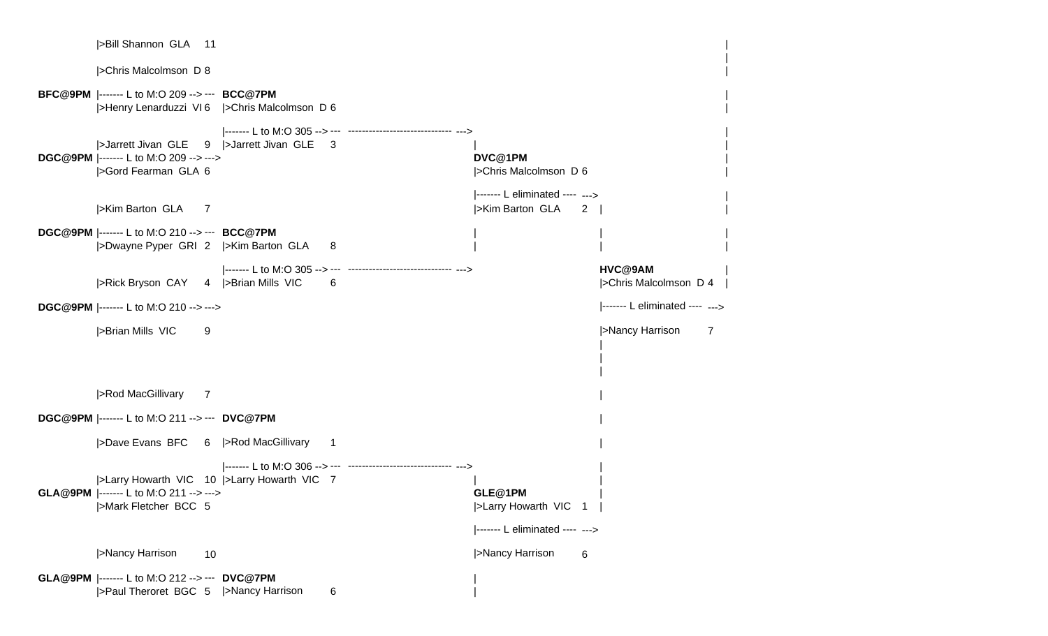```
                |>Bill Shannon  GLA    11                                                                                                      |
                                                                                                                                               |
                |>Chris Malcolmson  D 8                                                                                                        |

BFC@9PM  |------- L to M:O 209 --> ---  BCC@7PM                                                                                                 |
                |>Henry Lenarduzzi  VI 6   |>Chris Malcolmson  D 6                                                                             |

                                           |------- L to M:O 305 --> ---  ------------------------------ --->                                  |
                |>Jarrett Jivan  GLE    9  |>Jarrett Jivan  GLE    3                         |                                                 |
DGC@9PM  |------- L to M:O 209 --> --->                                                      DVC@1PM                                           |
                |>Gord Fearman  GLA  6                                                       |>Chris Malcolmson  D 6                           |

                                                                                             |------- L eliminated ----  --->                  |
                |>Kim Barton  GLA      7                                                     |>Kim Barton  GLA      2   |                     |

DGC@9PM  |------- L to M:O 210 --> ---  BCC@7PM                                              |                         |                     |
                |>Dwayne Pyper  GRI  2   |>Kim Barton  GLA      8                            |                         |                     |

                                           |------- L to M:O 305 --> ---  ------------------------------ --->          HVC@9AM                 |
                |>Rick Bryson  CAY     4   |>Brian Mills  VIC      6                                                   |>Chris Malcolmson  D 4 |

DGC@9PM  |------- L to M:O 210 --> --->                                                                                |------- L eliminated ----  --->

                |>Brian Mills  VIC       9                                                                             |>Nancy Harrison        7
                                                                                                                       |
                                                                                                                       |
                                                                                                                       |

                |>Rod MacGillivary      7                                                                              |

DGC@9PM  |------- L to M:O 211 --> ---  DVC@7PM                                                                        |

                |>Dave Evans  BFC      6   |>Rod MacGillivary      1                                                   |

                                           |------- L to M:O 306 --> ---  ------------------------------ --->          |
                |>Larry Howarth  VIC   10  |>Larry Howarth  VIC   7                          |                         |
GLA@9PM  |------- L to M:O 211 --> --->                                                      GLE@1PM                   |
                |>Mark Fletcher  BCC  5                                                      |>Larry Howarth  VIC   1  |

                                                                                             |------- L eliminated ----  --->

                |>Nancy Harrison        10                                                   |>Nancy Harrison        6

GLA@9PM  |------- L to M:O 212 --> ---  DVC@7PM                                              |
                |>Paul Theroret  BGC  5   |>Nancy Harrison        6                          |
```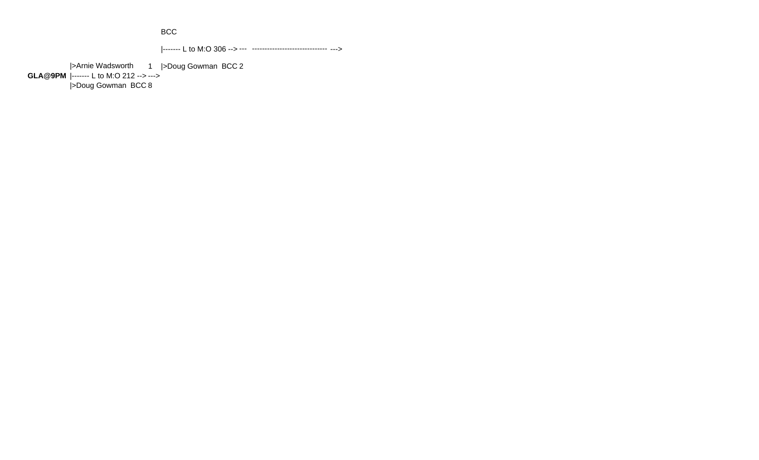BCC

|------- L to M:O 306 --> --- ------------------------------ --->

|>Arnie Wadsworth 1 |>Doug Gowman BCC 2

**GLA@9PM** |------- L to M:O 212 --> --->

|>Doug Gowman BCC 8